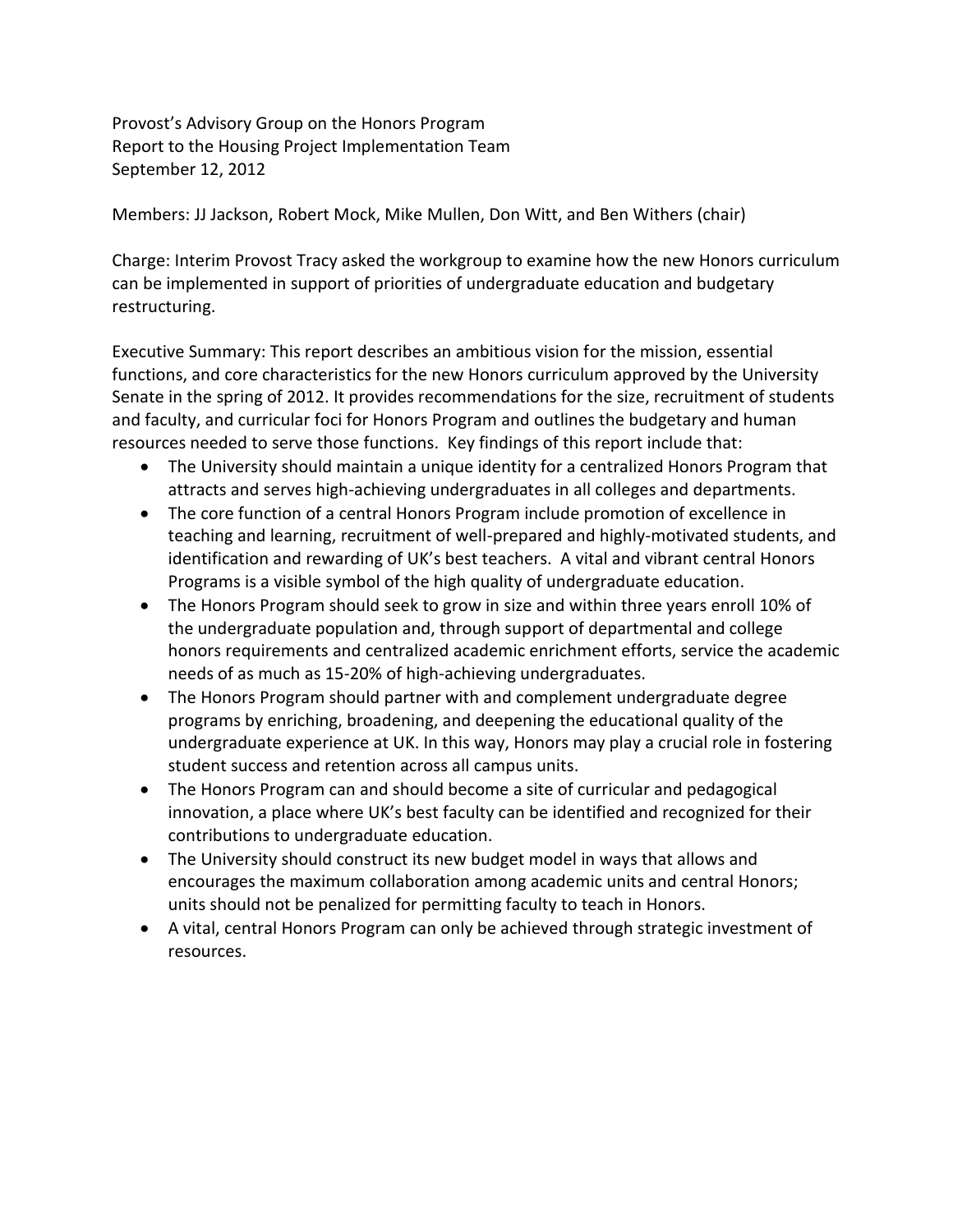Provost's Advisory Group on the Honors Program
Report to the Housing Project Implementation Team
September 12, 2012

Members: JJ Jackson, Robert Mock, Mike Mullen, Don Witt, and Ben Withers (chair)

Charge: Interim Provost Tracy asked the workgroup to examine how the new Honors curriculum can be implemented in support of priorities of undergraduate education and budgetary restructuring.

Executive Summary: This report describes an ambitious vision for the mission, essential functions, and core characteristics for the new Honors curriculum approved by the University Senate in the spring of 2012. It provides recommendations for the size, recruitment of students and faculty, and curricular foci for Honors Program and outlines the budgetary and human resources needed to serve those functions. Key findings of this report include that:

- The University should maintain a unique identity for a centralized Honors Program that attracts and serves high-achieving undergraduates in all colleges and departments.
- The core function of a central Honors Program include promotion of excellence in teaching and learning, recruitment of well-prepared and highly-motivated students, and identification and rewarding of UK's best teachers. A vital and vibrant central Honors Programs is a visible symbol of the high quality of undergraduate education.
- The Honors Program should seek to grow in size and within three years enroll 10% of the undergraduate population and, through support of departmental and college honors requirements and centralized academic enrichment efforts, service the academic needs of as much as 15-20% of high-achieving undergraduates.
- The Honors Program should partner with and complement undergraduate degree programs by enriching, broadening, and deepening the educational quality of the undergraduate experience at UK. In this way, Honors may play a crucial role in fostering student success and retention across all campus units.
- The Honors Program can and should become a site of curricular and pedagogical innovation, a place where UK's best faculty can be identified and recognized for their contributions to undergraduate education.
- The University should construct its new budget model in ways that allows and encourages the maximum collaboration among academic units and central Honors; units should not be penalized for permitting faculty to teach in Honors.
- A vital, central Honors Program can only be achieved through strategic investment of resources.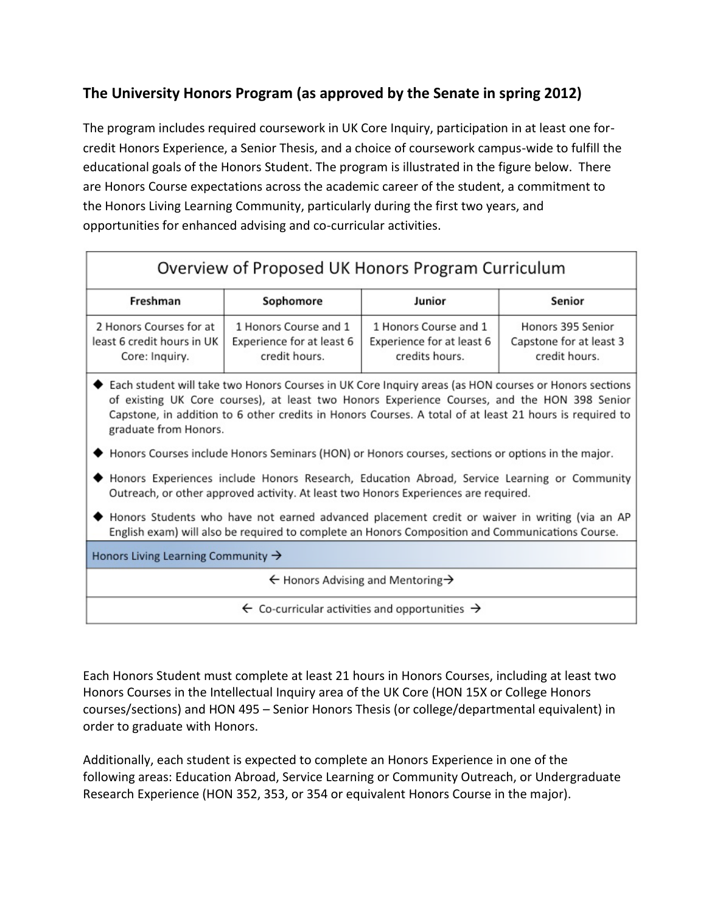### The University Honors Program (as approved by the Senate in spring 2012)

The program includes required coursework in UK Core Inquiry, participation in at least one for-credit Honors Experience, a Senior Thesis, and a choice of coursework campus-wide to fulfill the educational goals of the Honors Student. The program is illustrated in the figure below. There are Honors Course expectations across the academic career of the student, a commitment to the Honors Living Learning Community, particularly during the first two years, and opportunities for enhanced advising and co-curricular activities.

**Overview of Proposed UK Honors Program Curriculum**

| Freshman | Sophomore | Junior | Senior |
|---|---|---|---|
| 2 Honors Courses for at least 6 credit hours in UK Core: Inquiry. | 1 Honors Course and 1 Experience for at least 6 credit hours. | 1 Honors Course and 1 Experience for at least 6 credits hours. | Honors 395 Senior Capstone for at least 3 credit hours. |

- Each student will take two Honors Courses in UK Core Inquiry areas (as HON courses or Honors sections of existing UK Core courses), at least two Honors Experience Courses, and the HON 398 Senior Capstone, in addition to 6 other credits in Honors Courses. A total of at least 21 hours is required to graduate from Honors.
- Honors Courses include Honors Seminars (HON) or Honors courses, sections or options in the major.
- Honors Experiences include Honors Research, Education Abroad, Service Learning or Community Outreach, or other approved activity. At least two Honors Experiences are required.
- Honors Students who have not earned advanced placement credit or waiver in writing (via an AP English exam) will also be required to complete an Honors Composition and Communications Course.

Honors Living Learning Community →

← Honors Advising and Mentoring →

← Co-curricular activities and opportunities →

Each Honors Student must complete at least 21 hours in Honors Courses, including at least two Honors Courses in the Intellectual Inquiry area of the UK Core (HON 15X or College Honors courses/sections) and HON 495 – Senior Honors Thesis (or college/departmental equivalent) in order to graduate with Honors.

Additionally, each student is expected to complete an Honors Experience in one of the following areas: Education Abroad, Service Learning or Community Outreach, or Undergraduate Research Experience (HON 352, 353, or 354 or equivalent Honors Course in the major).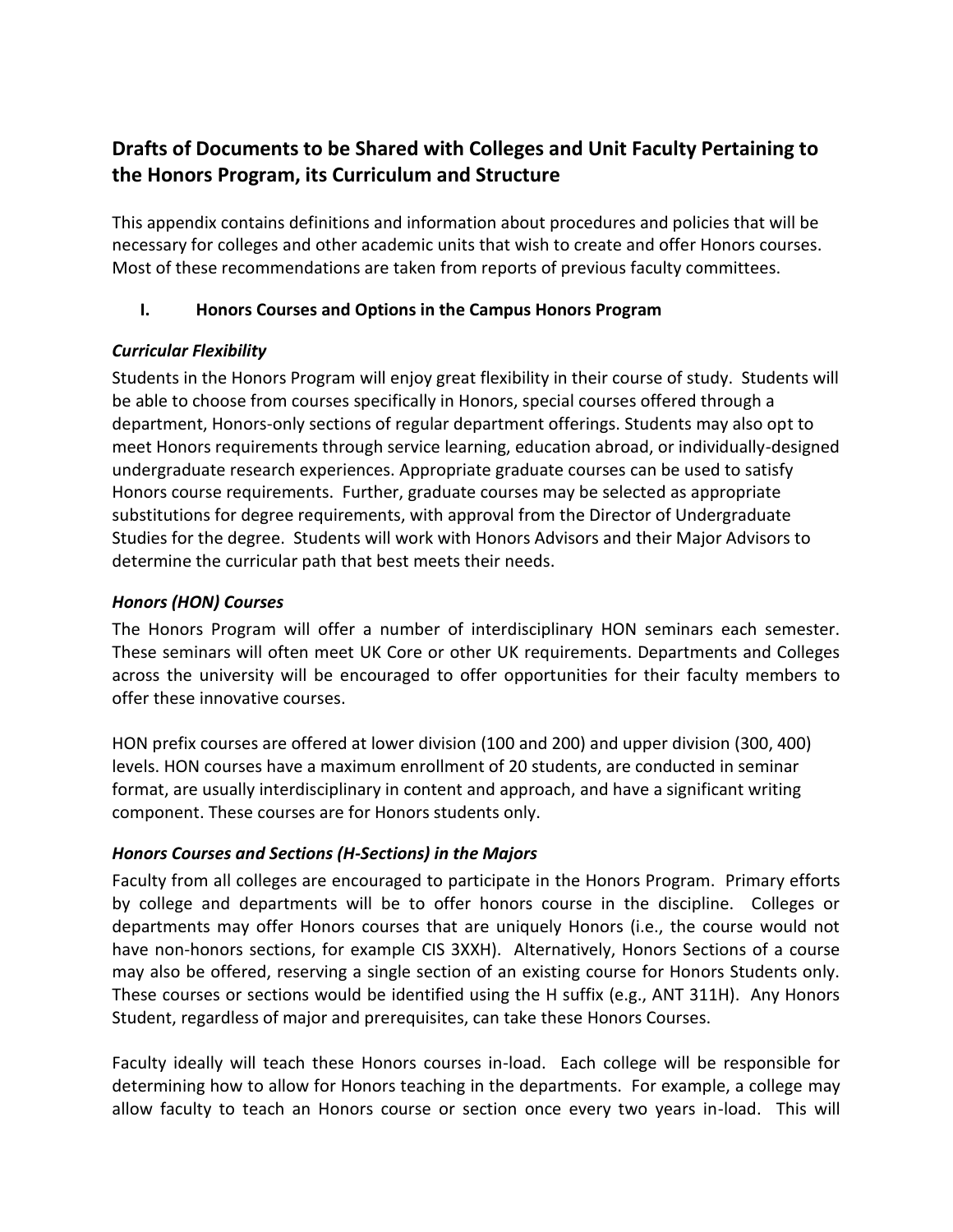## Drafts of Documents to be Shared with Colleges and Unit Faculty Pertaining to the Honors Program, its Curriculum and Structure

This appendix contains definitions and information about procedures and policies that will be necessary for colleges and other academic units that wish to create and offer Honors courses. Most of these recommendations are taken from reports of previous faculty committees.

### I. Honors Courses and Options in the Campus Honors Program

#### *Curricular Flexibility*

Students in the Honors Program will enjoy great flexibility in their course of study. Students will be able to choose from courses specifically in Honors, special courses offered through a department, Honors-only sections of regular department offerings. Students may also opt to meet Honors requirements through service learning, education abroad, or individually-designed undergraduate research experiences. Appropriate graduate courses can be used to satisfy Honors course requirements. Further, graduate courses may be selected as appropriate substitutions for degree requirements, with approval from the Director of Undergraduate Studies for the degree. Students will work with Honors Advisors and their Major Advisors to determine the curricular path that best meets their needs.

#### *Honors (HON) Courses*

The Honors Program will offer a number of interdisciplinary HON seminars each semester. These seminars will often meet UK Core or other UK requirements. Departments and Colleges across the university will be encouraged to offer opportunities for their faculty members to offer these innovative courses.

HON prefix courses are offered at lower division (100 and 200) and upper division (300, 400) levels. HON courses have a maximum enrollment of 20 students, are conducted in seminar format, are usually interdisciplinary in content and approach, and have a significant writing component. These courses are for Honors students only.

#### *Honors Courses and Sections (H-Sections) in the Majors*

Faculty from all colleges are encouraged to participate in the Honors Program. Primary efforts by college and departments will be to offer honors course in the discipline. Colleges or departments may offer Honors courses that are uniquely Honors (i.e., the course would not have non-honors sections, for example CIS 3XXH). Alternatively, Honors Sections of a course may also be offered, reserving a single section of an existing course for Honors Students only. These courses or sections would be identified using the H suffix (e.g., ANT 311H). Any Honors Student, regardless of major and prerequisites, can take these Honors Courses.

Faculty ideally will teach these Honors courses in-load. Each college will be responsible for determining how to allow for Honors teaching in the departments. For example, a college may allow faculty to teach an Honors course or section once every two years in-load. This will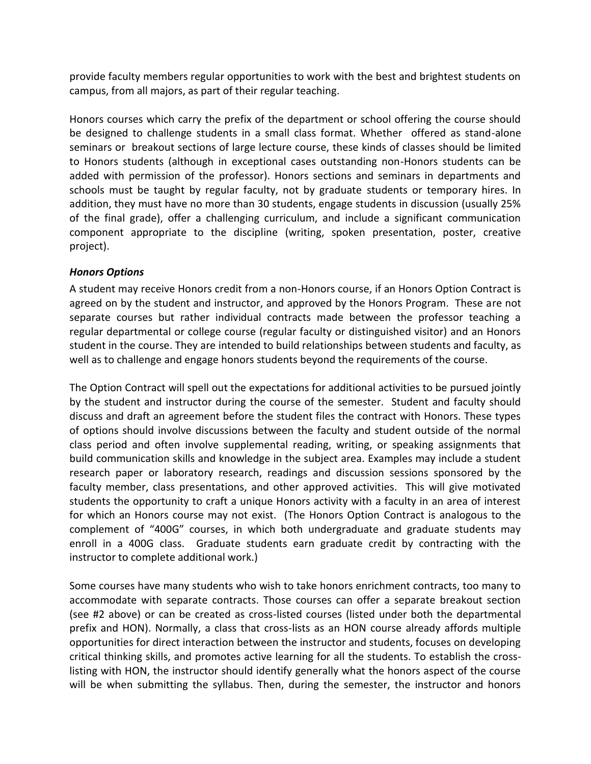provide faculty members regular opportunities to work with the best and brightest students on campus, from all majors, as part of their regular teaching.

Honors courses which carry the prefix of the department or school offering the course should be designed to challenge students in a small class format. Whether offered as stand-alone seminars or breakout sections of large lecture course, these kinds of classes should be limited to Honors students (although in exceptional cases outstanding non-Honors students can be added with permission of the professor). Honors sections and seminars in departments and schools must be taught by regular faculty, not by graduate students or temporary hires. In addition, they must have no more than 30 students, engage students in discussion (usually 25% of the final grade), offer a challenging curriculum, and include a significant communication component appropriate to the discipline (writing, spoken presentation, poster, creative project).

***Honors Options***

A student may receive Honors credit from a non-Honors course, if an Honors Option Contract is agreed on by the student and instructor, and approved by the Honors Program. These are not separate courses but rather individual contracts made between the professor teaching a regular departmental or college course (regular faculty or distinguished visitor) and an Honors student in the course. They are intended to build relationships between students and faculty, as well as to challenge and engage honors students beyond the requirements of the course.

The Option Contract will spell out the expectations for additional activities to be pursued jointly by the student and instructor during the course of the semester. Student and faculty should discuss and draft an agreement before the student files the contract with Honors. These types of options should involve discussions between the faculty and student outside of the normal class period and often involve supplemental reading, writing, or speaking assignments that build communication skills and knowledge in the subject area. Examples may include a student research paper or laboratory research, readings and discussion sessions sponsored by the faculty member, class presentations, and other approved activities. This will give motivated students the opportunity to craft a unique Honors activity with a faculty in an area of interest for which an Honors course may not exist. (The Honors Option Contract is analogous to the complement of "400G" courses, in which both undergraduate and graduate students may enroll in a 400G class. Graduate students earn graduate credit by contracting with the instructor to complete additional work.)

Some courses have many students who wish to take honors enrichment contracts, too many to accommodate with separate contracts. Those courses can offer a separate breakout section (see #2 above) or can be created as cross-listed courses (listed under both the departmental prefix and HON). Normally, a class that cross-lists as an HON course already affords multiple opportunities for direct interaction between the instructor and students, focuses on developing critical thinking skills, and promotes active learning for all the students. To establish the cross-listing with HON, the instructor should identify generally what the honors aspect of the course will be when submitting the syllabus. Then, during the semester, the instructor and honors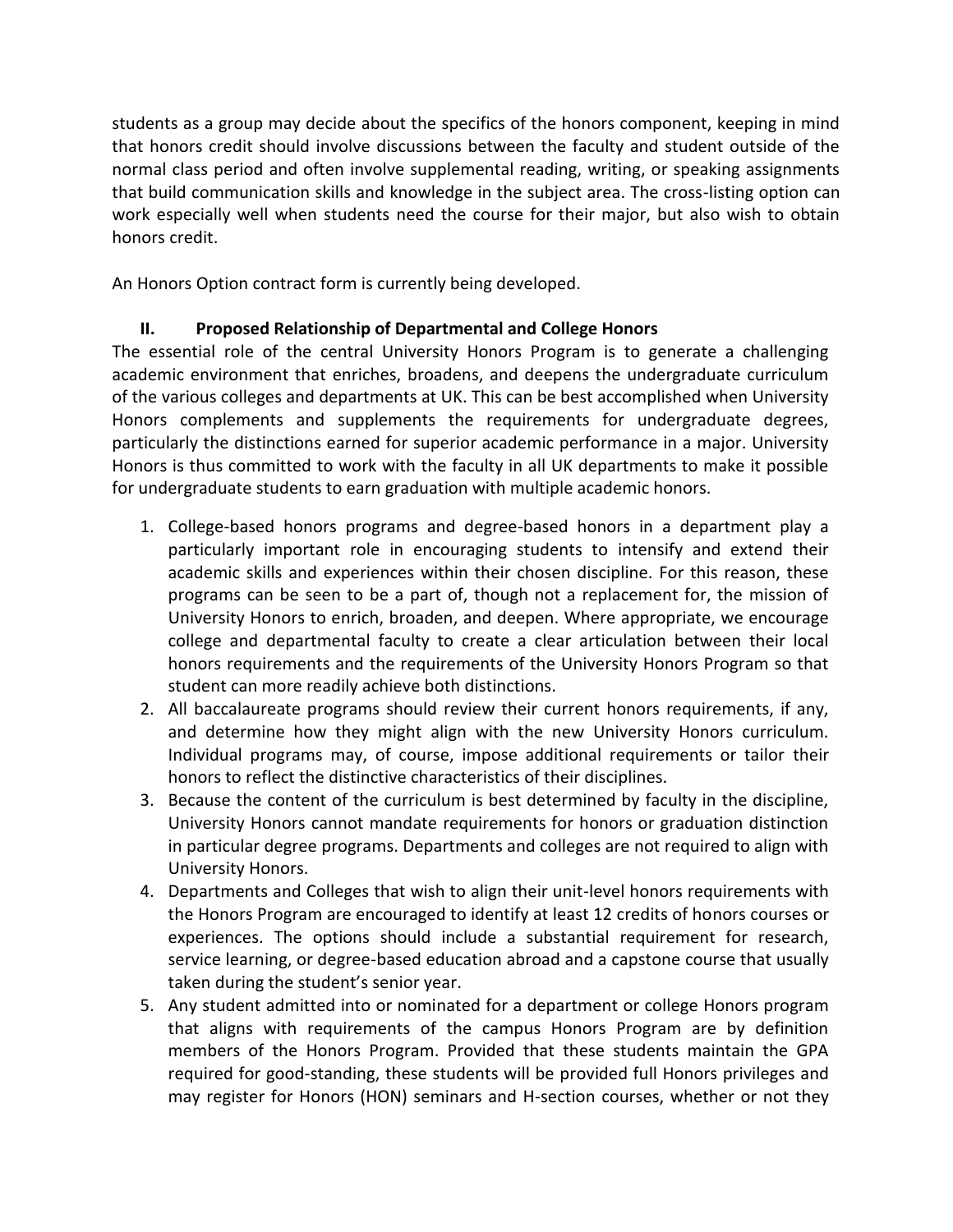students as a group may decide about the specifics of the honors component, keeping in mind that honors credit should involve discussions between the faculty and student outside of the normal class period and often involve supplemental reading, writing, or speaking assignments that build communication skills and knowledge in the subject area. The cross-listing option can work especially well when students need the course for their major, but also wish to obtain honors credit.

An Honors Option contract form is currently being developed.

## II. Proposed Relationship of Departmental and College Honors

The essential role of the central University Honors Program is to generate a challenging academic environment that enriches, broadens, and deepens the undergraduate curriculum of the various colleges and departments at UK. This can be best accomplished when University Honors complements and supplements the requirements for undergraduate degrees, particularly the distinctions earned for superior academic performance in a major. University Honors is thus committed to work with the faculty in all UK departments to make it possible for undergraduate students to earn graduation with multiple academic honors.

1. College-based honors programs and degree-based honors in a department play a particularly important role in encouraging students to intensify and extend their academic skills and experiences within their chosen discipline. For this reason, these programs can be seen to be a part of, though not a replacement for, the mission of University Honors to enrich, broaden, and deepen. Where appropriate, we encourage college and departmental faculty to create a clear articulation between their local honors requirements and the requirements of the University Honors Program so that student can more readily achieve both distinctions.
2. All baccalaureate programs should review their current honors requirements, if any, and determine how they might align with the new University Honors curriculum. Individual programs may, of course, impose additional requirements or tailor their honors to reflect the distinctive characteristics of their disciplines.
3. Because the content of the curriculum is best determined by faculty in the discipline, University Honors cannot mandate requirements for honors or graduation distinction in particular degree programs. Departments and colleges are not required to align with University Honors.
4. Departments and Colleges that wish to align their unit-level honors requirements with the Honors Program are encouraged to identify at least 12 credits of honors courses or experiences. The options should include a substantial requirement for research, service learning, or degree-based education abroad and a capstone course that usually taken during the student's senior year.
5. Any student admitted into or nominated for a department or college Honors program that aligns with requirements of the campus Honors Program are by definition members of the Honors Program. Provided that these students maintain the GPA required for good-standing, these students will be provided full Honors privileges and may register for Honors (HON) seminars and H-section courses, whether or not they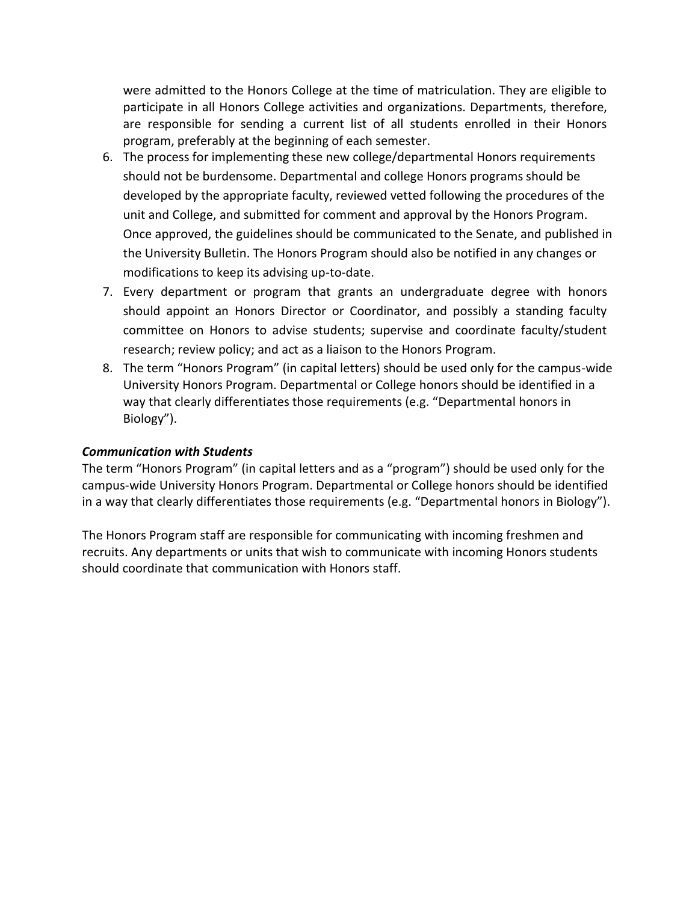were admitted to the Honors College at the time of matriculation. They are eligible to participate in all Honors College activities and organizations. Departments, therefore, are responsible for sending a current list of all students enrolled in their Honors program, preferably at the beginning of each semester.

6. The process for implementing these new college/departmental Honors requirements should not be burdensome. Departmental and college Honors programs should be developed by the appropriate faculty, reviewed vetted following the procedures of the unit and College, and submitted for comment and approval by the Honors Program. Once approved, the guidelines should be communicated to the Senate, and published in the University Bulletin. The Honors Program should also be notified in any changes or modifications to keep its advising up-to-date.
7. Every department or program that grants an undergraduate degree with honors should appoint an Honors Director or Coordinator, and possibly a standing faculty committee on Honors to advise students; supervise and coordinate faculty/student research; review policy; and act as a liaison to the Honors Program.
8. The term "Honors Program" (in capital letters) should be used only for the campus-wide University Honors Program. Departmental or College honors should be identified in a way that clearly differentiates those requirements (e.g. "Departmental honors in Biology").

***Communication with Students***

The term "Honors Program" (in capital letters and as a "program") should be used only for the campus-wide University Honors Program. Departmental or College honors should be identified in a way that clearly differentiates those requirements (e.g. "Departmental honors in Biology").

The Honors Program staff are responsible for communicating with incoming freshmen and recruits. Any departments or units that wish to communicate with incoming Honors students should coordinate that communication with Honors staff.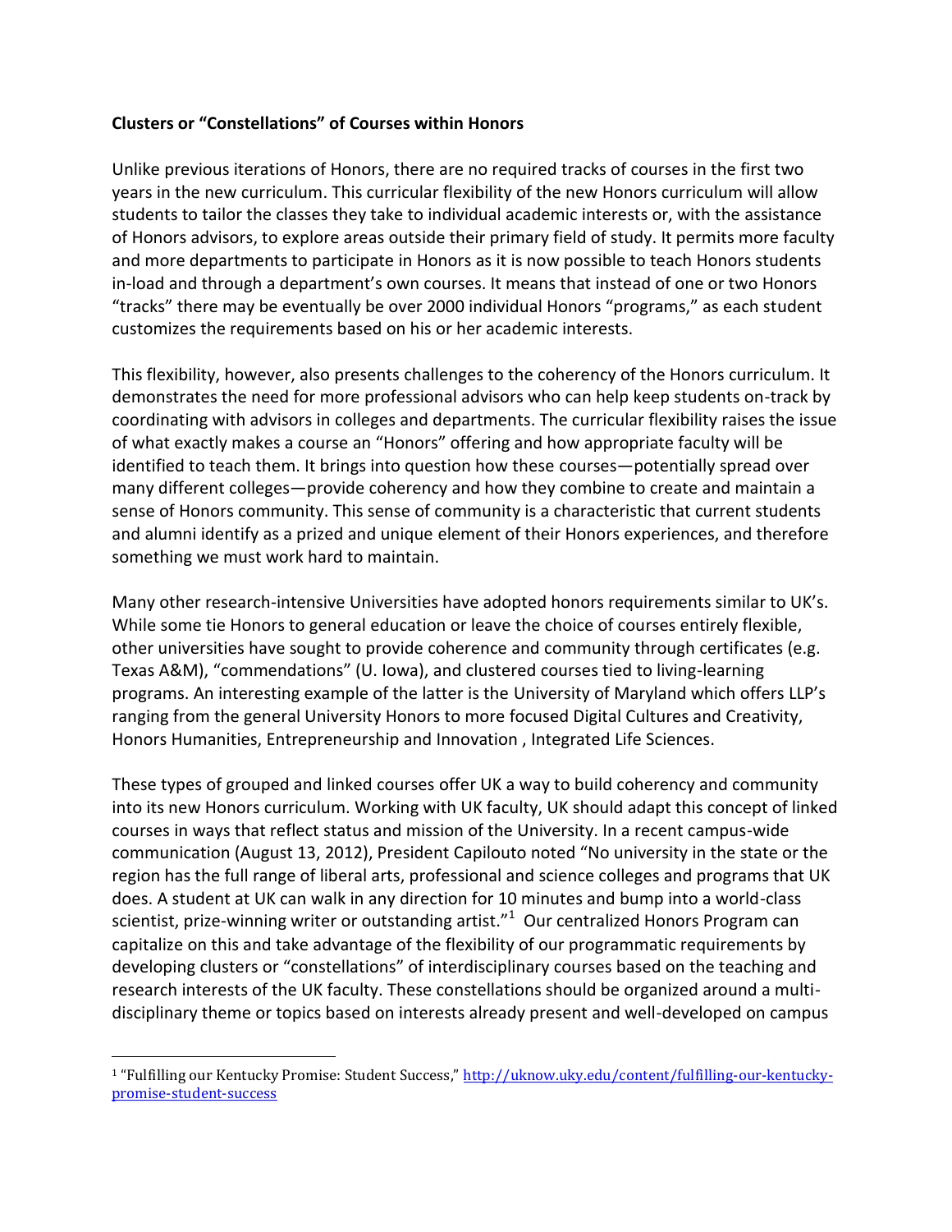**Clusters or "Constellations" of Courses within Honors**

Unlike previous iterations of Honors, there are no required tracks of courses in the first two years in the new curriculum. This curricular flexibility of the new Honors curriculum will allow students to tailor the classes they take to individual academic interests or, with the assistance of Honors advisors, to explore areas outside their primary field of study. It permits more faculty and more departments to participate in Honors as it is now possible to teach Honors students in-load and through a department's own courses. It means that instead of one or two Honors "tracks" there may be eventually be over 2000 individual Honors "programs," as each student customizes the requirements based on his or her academic interests.

This flexibility, however, also presents challenges to the coherency of the Honors curriculum. It demonstrates the need for more professional advisors who can help keep students on-track by coordinating with advisors in colleges and departments. The curricular flexibility raises the issue of what exactly makes a course an "Honors" offering and how appropriate faculty will be identified to teach them. It brings into question how these courses—potentially spread over many different colleges—provide coherency and how they combine to create and maintain a sense of Honors community. This sense of community is a characteristic that current students and alumni identify as a prized and unique element of their Honors experiences, and therefore something we must work hard to maintain.

Many other research-intensive Universities have adopted honors requirements similar to UK's. While some tie Honors to general education or leave the choice of courses entirely flexible, other universities have sought to provide coherence and community through certificates (e.g. Texas A&M), "commendations" (U. Iowa), and clustered courses tied to living-learning programs. An interesting example of the latter is the University of Maryland which offers LLP's ranging from the general University Honors to more focused Digital Cultures and Creativity, Honors Humanities, Entrepreneurship and Innovation , Integrated Life Sciences.

These types of grouped and linked courses offer UK a way to build coherency and community into its new Honors curriculum. Working with UK faculty, UK should adapt this concept of linked courses in ways that reflect status and mission of the University. In a recent campus-wide communication (August 13, 2012), President Capilouto noted "No university in the state or the region has the full range of liberal arts, professional and science colleges and programs that UK does. A student at UK can walk in any direction for 10 minutes and bump into a world-class scientist, prize-winning writer or outstanding artist."[1] Our centralized Honors Program can capitalize on this and take advantage of the flexibility of our programmatic requirements by developing clusters or "constellations" of interdisciplinary courses based on the teaching and research interests of the UK faculty. These constellations should be organized around a multi-disciplinary theme or topics based on interests already present and well-developed on campus

[1] "Fulfilling our Kentucky Promise: Student Success," http://uknow.uky.edu/content/fulfilling-our-kentucky-promise-student-success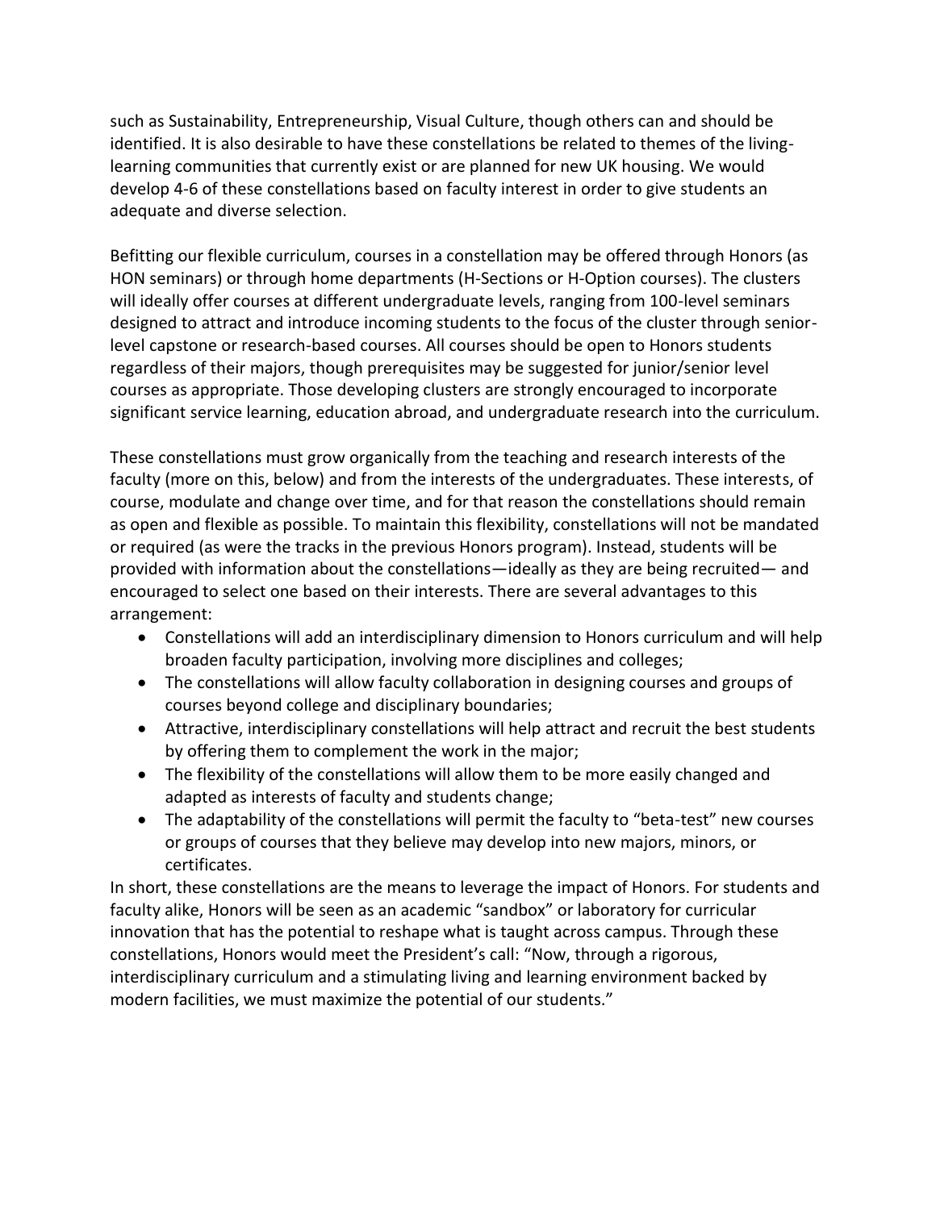such as Sustainability, Entrepreneurship, Visual Culture, though others can and should be identified. It is also desirable to have these constellations be related to themes of the living-learning communities that currently exist or are planned for new UK housing. We would develop 4-6 of these constellations based on faculty interest in order to give students an adequate and diverse selection.

Befitting our flexible curriculum, courses in a constellation may be offered through Honors (as HON seminars) or through home departments (H-Sections or H-Option courses). The clusters will ideally offer courses at different undergraduate levels, ranging from 100-level seminars designed to attract and introduce incoming students to the focus of the cluster through senior-level capstone or research-based courses. All courses should be open to Honors students regardless of their majors, though prerequisites may be suggested for junior/senior level courses as appropriate. Those developing clusters are strongly encouraged to incorporate significant service learning, education abroad, and undergraduate research into the curriculum.

These constellations must grow organically from the teaching and research interests of the faculty (more on this, below) and from the interests of the undergraduates. These interests, of course, modulate and change over time, and for that reason the constellations should remain as open and flexible as possible. To maintain this flexibility, constellations will not be mandated or required (as were the tracks in the previous Honors program). Instead, students will be provided with information about the constellations—ideally as they are being recruited— and encouraged to select one based on their interests. There are several advantages to this arrangement:

- Constellations will add an interdisciplinary dimension to Honors curriculum and will help broaden faculty participation, involving more disciplines and colleges;
- The constellations will allow faculty collaboration in designing courses and groups of courses beyond college and disciplinary boundaries;
- Attractive, interdisciplinary constellations will help attract and recruit the best students by offering them to complement the work in the major;
- The flexibility of the constellations will allow them to be more easily changed and adapted as interests of faculty and students change;
- The adaptability of the constellations will permit the faculty to "beta-test" new courses or groups of courses that they believe may develop into new majors, minors, or certificates.

In short, these constellations are the means to leverage the impact of Honors. For students and faculty alike, Honors will be seen as an academic "sandbox" or laboratory for curricular innovation that has the potential to reshape what is taught across campus. Through these constellations, Honors would meet the President's call: "Now, through a rigorous, interdisciplinary curriculum and a stimulating living and learning environment backed by modern facilities, we must maximize the potential of our students."